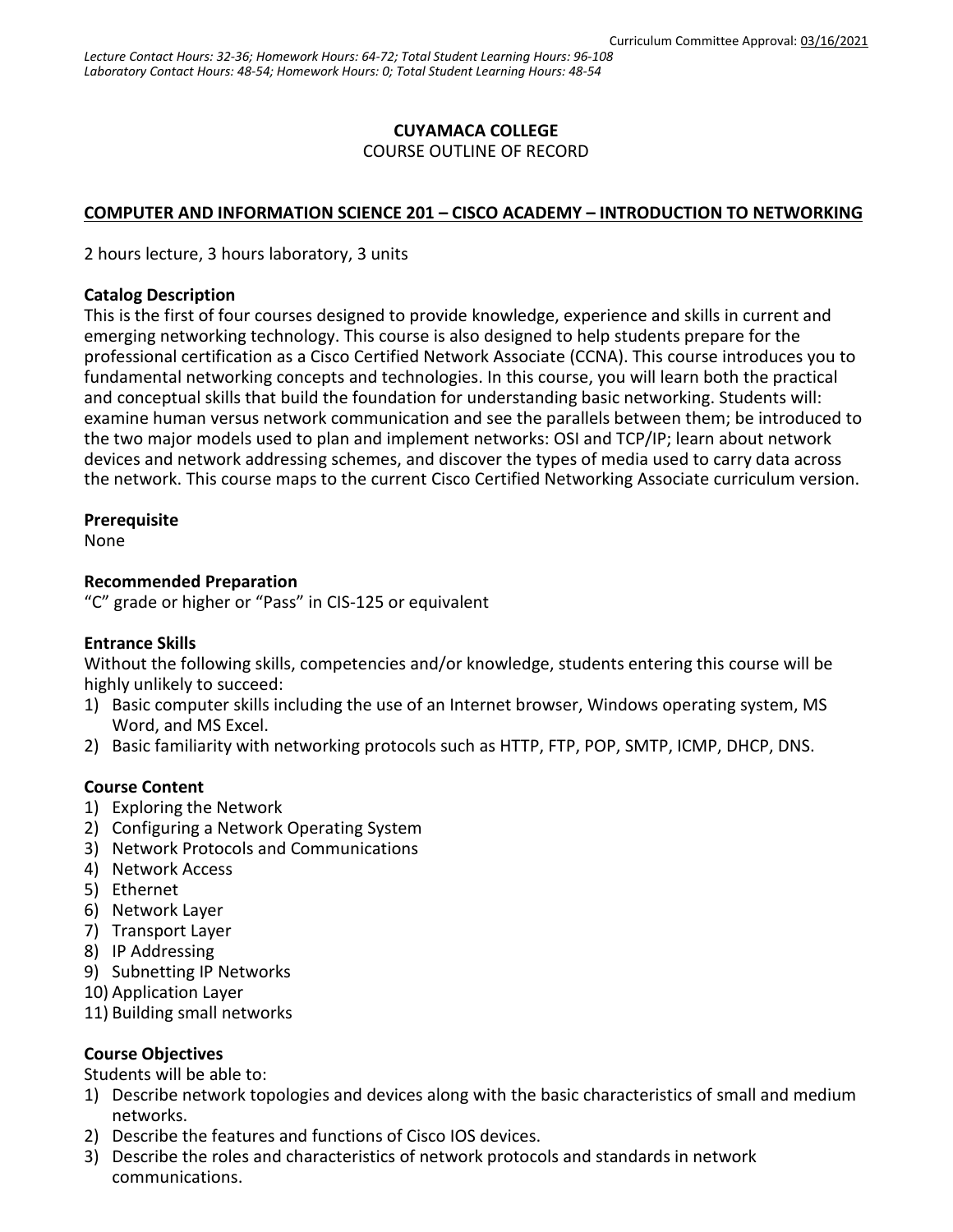Curriculum Committee Approval: 03/16/2021

*Lecture Contact Hours: 32-36; Homework Hours: 64-72; Total Student Learning Hours: 96-108*
*Laboratory Contact Hours: 48-54; Homework Hours: 0; Total Student Learning Hours: 48-54*

**CUYAMACA COLLEGE**
COURSE OUTLINE OF RECORD

**COMPUTER AND INFORMATION SCIENCE 201 – CISCO ACADEMY – INTRODUCTION TO NETWORKING**

2 hours lecture, 3 hours laboratory, 3 units

**Catalog Description**
This is the first of four courses designed to provide knowledge, experience and skills in current and emerging networking technology. This course is also designed to help students prepare for the professional certification as a Cisco Certified Network Associate (CCNA). This course introduces you to fundamental networking concepts and technologies. In this course, you will learn both the practical and conceptual skills that build the foundation for understanding basic networking. Students will: examine human versus network communication and see the parallels between them; be introduced to the two major models used to plan and implement networks: OSI and TCP/IP; learn about network devices and network addressing schemes, and discover the types of media used to carry data across the network. This course maps to the current Cisco Certified Networking Associate curriculum version.

**Prerequisite**
None

**Recommended Preparation**
"C" grade or higher or "Pass" in CIS-125 or equivalent

**Entrance Skills**
Without the following skills, competencies and/or knowledge, students entering this course will be highly unlikely to succeed:

1) Basic computer skills including the use of an Internet browser, Windows operating system, MS Word, and MS Excel.
2) Basic familiarity with networking protocols such as HTTP, FTP, POP, SMTP, ICMP, DHCP, DNS.

**Course Content**

1) Exploring the Network
2) Configuring a Network Operating System
3) Network Protocols and Communications
4) Network Access
5) Ethernet
6) Network Layer
7) Transport Layer
8) IP Addressing
9) Subnetting IP Networks
10) Application Layer
11) Building small networks

**Course Objectives**
Students will be able to:

1) Describe network topologies and devices along with the basic characteristics of small and medium networks.
2) Describe the features and functions of Cisco IOS devices.
3) Describe the roles and characteristics of network protocols and standards in network communications.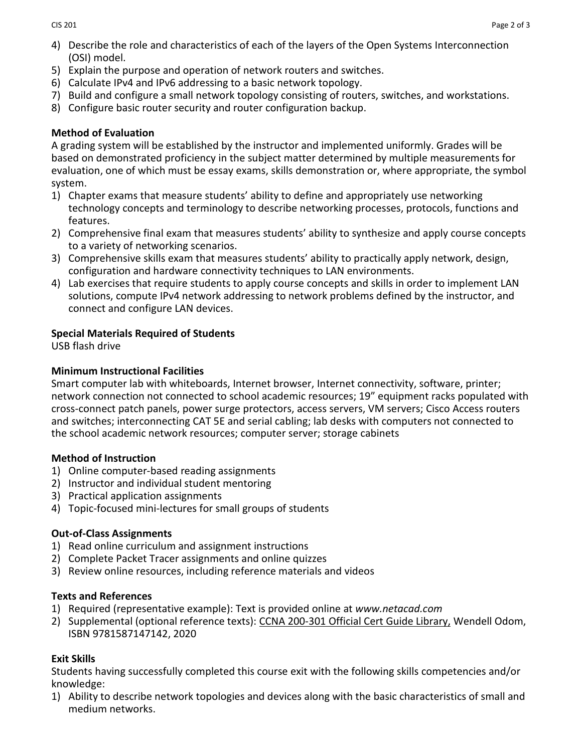4) Describe the role and characteristics of each of the layers of the Open Systems Interconnection (OSI) model.
5) Explain the purpose and operation of network routers and switches.
6) Calculate IPv4 and IPv6 addressing to a basic network topology.
7) Build and configure a small network topology consisting of routers, switches, and workstations.
8) Configure basic router security and router configuration backup.

**Method of Evaluation**

A grading system will be established by the instructor and implemented uniformly. Grades will be based on demonstrated proficiency in the subject matter determined by multiple measurements for evaluation, one of which must be essay exams, skills demonstration or, where appropriate, the symbol system.

1) Chapter exams that measure students' ability to define and appropriately use networking technology concepts and terminology to describe networking processes, protocols, functions and features.
2) Comprehensive final exam that measures students' ability to synthesize and apply course concepts to a variety of networking scenarios.
3) Comprehensive skills exam that measures students' ability to practically apply network, design, configuration and hardware connectivity techniques to LAN environments.
4) Lab exercises that require students to apply course concepts and skills in order to implement LAN solutions, compute IPv4 network addressing to network problems defined by the instructor, and connect and configure LAN devices.

**Special Materials Required of Students**

USB flash drive

**Minimum Instructional Facilities**

Smart computer lab with whiteboards, Internet browser, Internet connectivity, software, printer; network connection not connected to school academic resources; 19" equipment racks populated with cross-connect patch panels, power surge protectors, access servers, VM servers; Cisco Access routers and switches; interconnecting CAT 5E and serial cabling; lab desks with computers not connected to the school academic network resources; computer server; storage cabinets

**Method of Instruction**

1) Online computer-based reading assignments
2) Instructor and individual student mentoring
3) Practical application assignments
4) Topic-focused mini-lectures for small groups of students

**Out-of-Class Assignments**

1) Read online curriculum and assignment instructions
2) Complete Packet Tracer assignments and online quizzes
3) Review online resources, including reference materials and videos

**Texts and References**

1) Required (representative example): Text is provided online at *www.netacad.com*
2) Supplemental (optional reference texts): CCNA 200-301 Official Cert Guide Library, Wendell Odom, ISBN 9781587147142, 2020

**Exit Skills**

Students having successfully completed this course exit with the following skills competencies and/or knowledge:

1) Ability to describe network topologies and devices along with the basic characteristics of small and medium networks.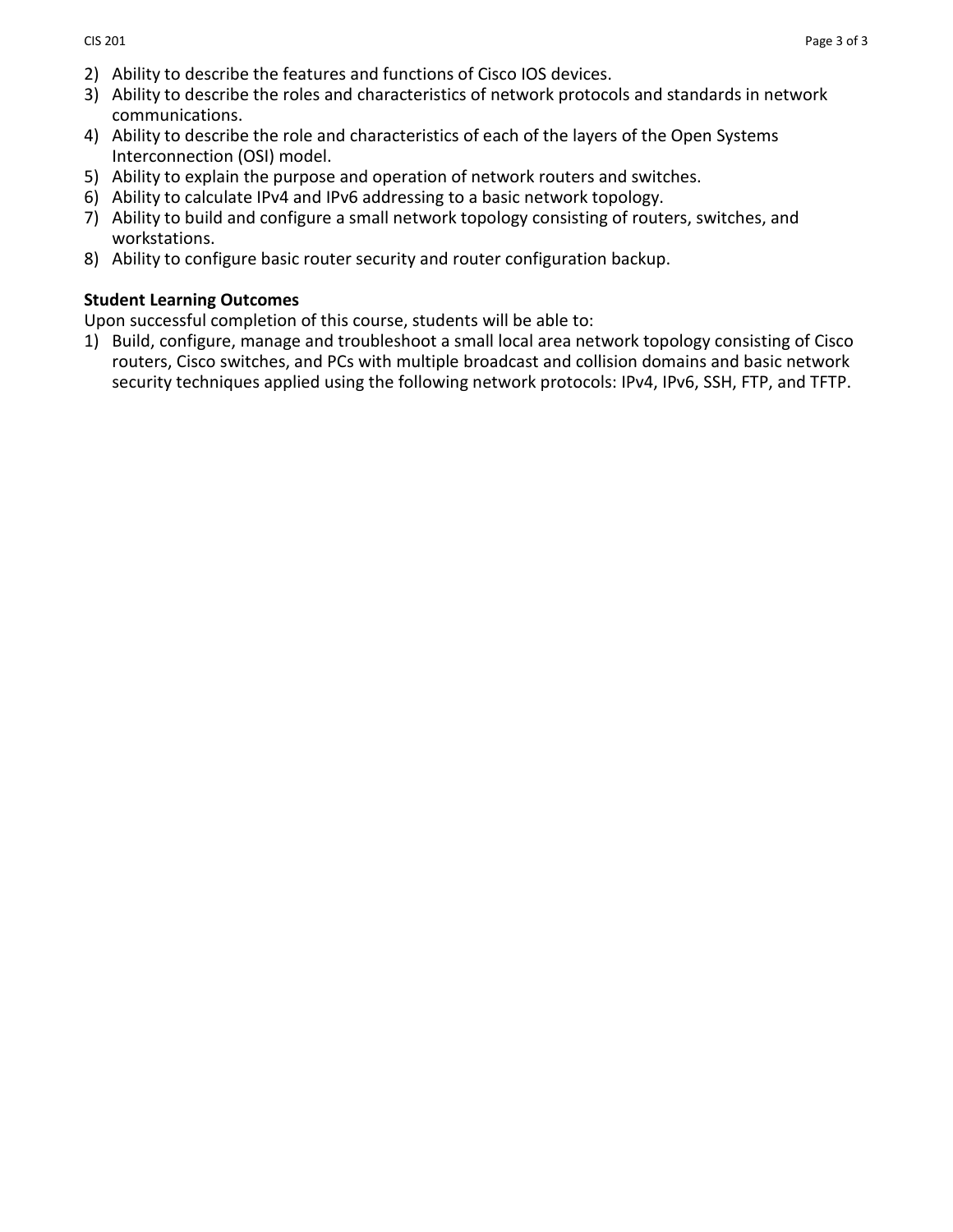2) Ability to describe the features and functions of Cisco IOS devices.
3) Ability to describe the roles and characteristics of network protocols and standards in network communications.
4) Ability to describe the role and characteristics of each of the layers of the Open Systems Interconnection (OSI) model.
5) Ability to explain the purpose and operation of network routers and switches.
6) Ability to calculate IPv4 and IPv6 addressing to a basic network topology.
7) Ability to build and configure a small network topology consisting of routers, switches, and workstations.
8) Ability to configure basic router security and router configuration backup.

**Student Learning Outcomes**

Upon successful completion of this course, students will be able to:

1) Build, configure, manage and troubleshoot a small local area network topology consisting of Cisco routers, Cisco switches, and PCs with multiple broadcast and collision domains and basic network security techniques applied using the following network protocols: IPv4, IPv6, SSH, FTP, and TFTP.